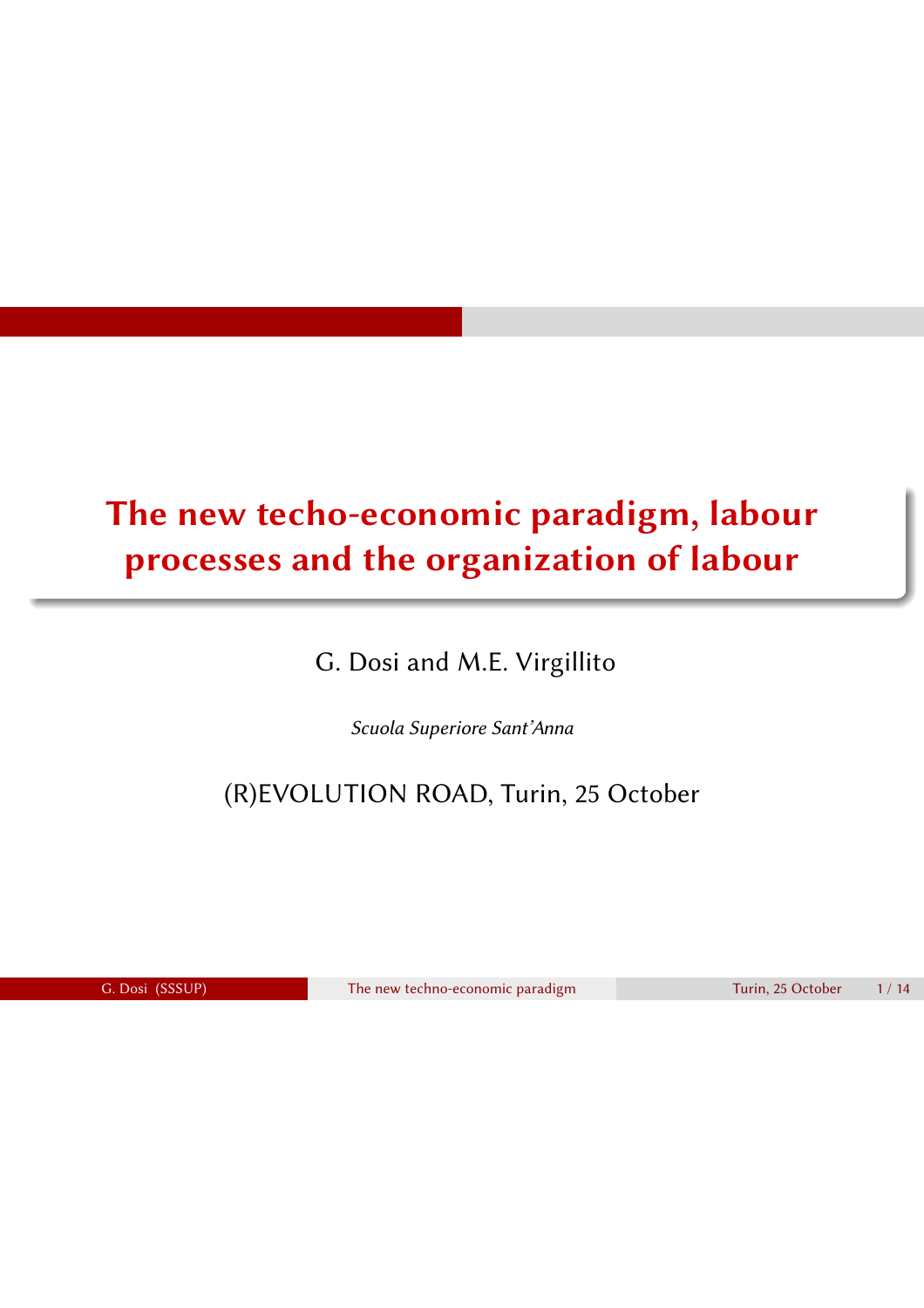# The new techo-economic paradigm, labour processes and the organization of labour

G. Dosi and M.E. Virgillito

*Scuola Superiore Sant'Anna*

(R)EVOLUTION ROAD, Turin, 25 October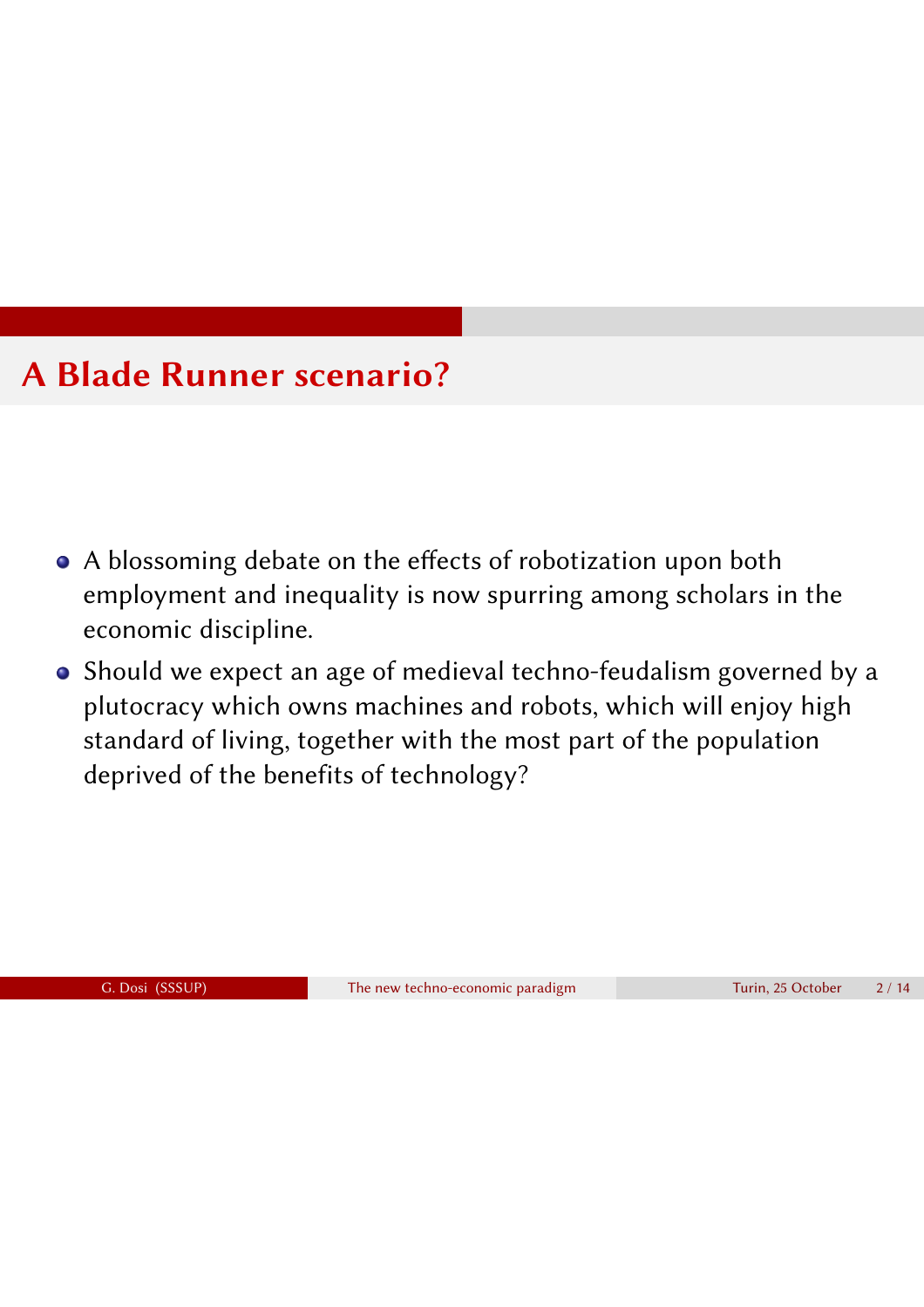## A Blade Runner scenario?

- A blossoming debate on the effects of robotization upon both employment and inequality is now spurring among scholars in the economic discipline.
- Should we expect an age of medieval techno-feudalism governed by a plutocracy which owns machines and robots, which will enjoy high standard of living, together with the most part of the population deprived of the benefits of technology?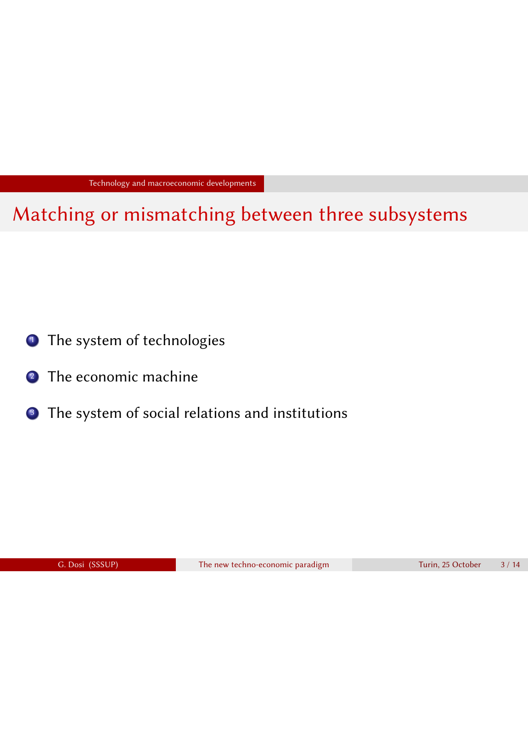# Matching or mismatching between three subsystems

1. The system of technologies
2. The economic machine
3. The system of social relations and institutions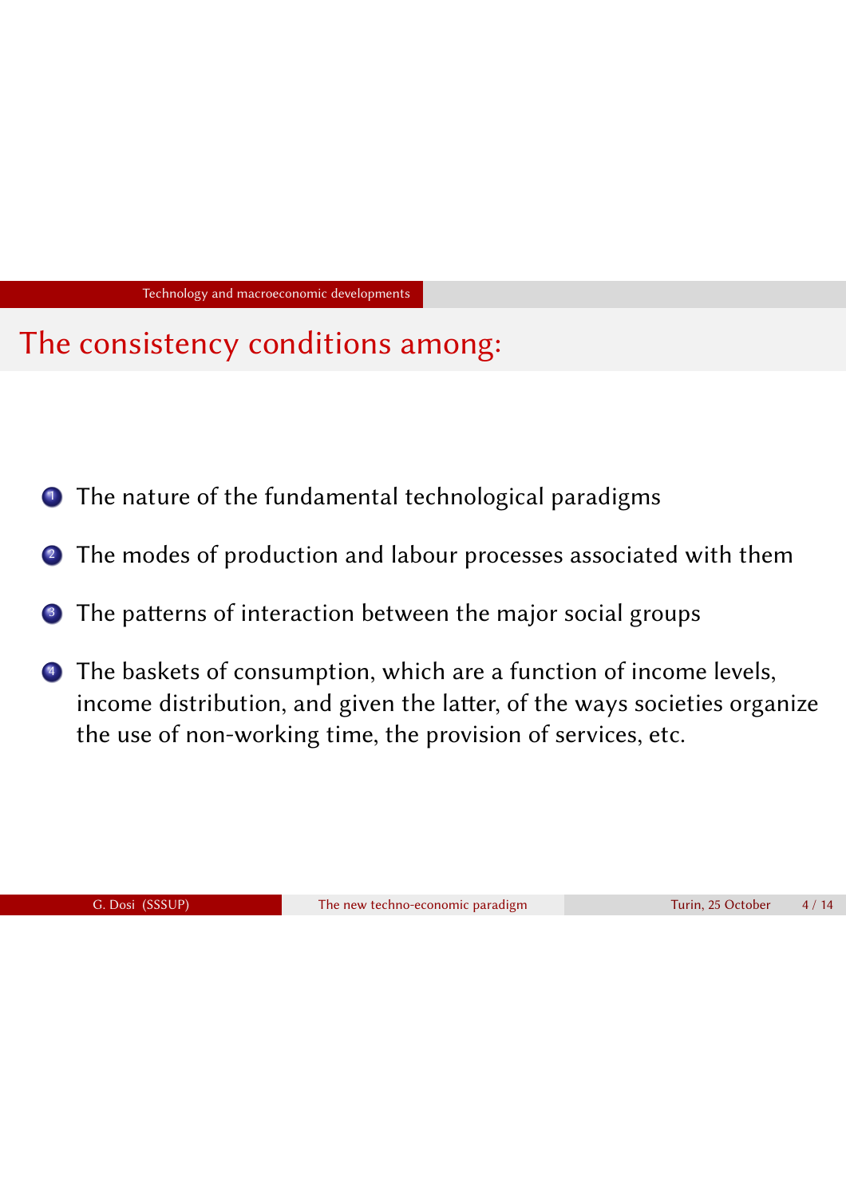## The consistency conditions among:

1. The nature of the fundamental technological paradigms
2. The modes of production and labour processes associated with them
3. The patterns of interaction between the major social groups
4. The baskets of consumption, which are a function of income levels, income distribution, and given the latter, of the ways societies organize the use of non-working time, the provision of services, etc.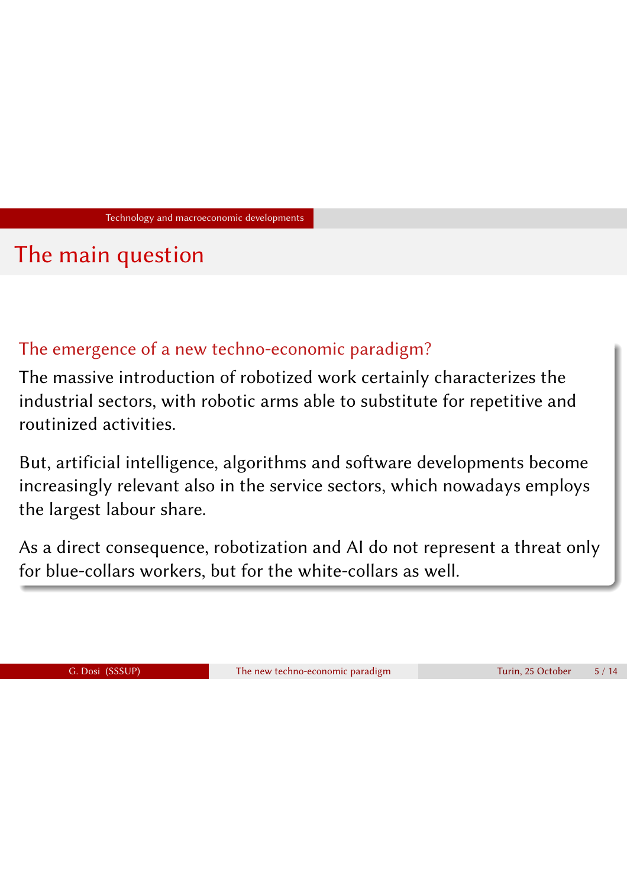## The main question

### The emergence of a new techno-economic paradigm?

The massive introduction of robotized work certainly characterizes the industrial sectors, with robotic arms able to substitute for repetitive and routinized activities.

But, artificial intelligence, algorithms and software developments become increasingly relevant also in the service sectors, which nowadays employs the largest labour share.

As a direct consequence, robotization and AI do not represent a threat only for blue-collars workers, but for the white-collars as well.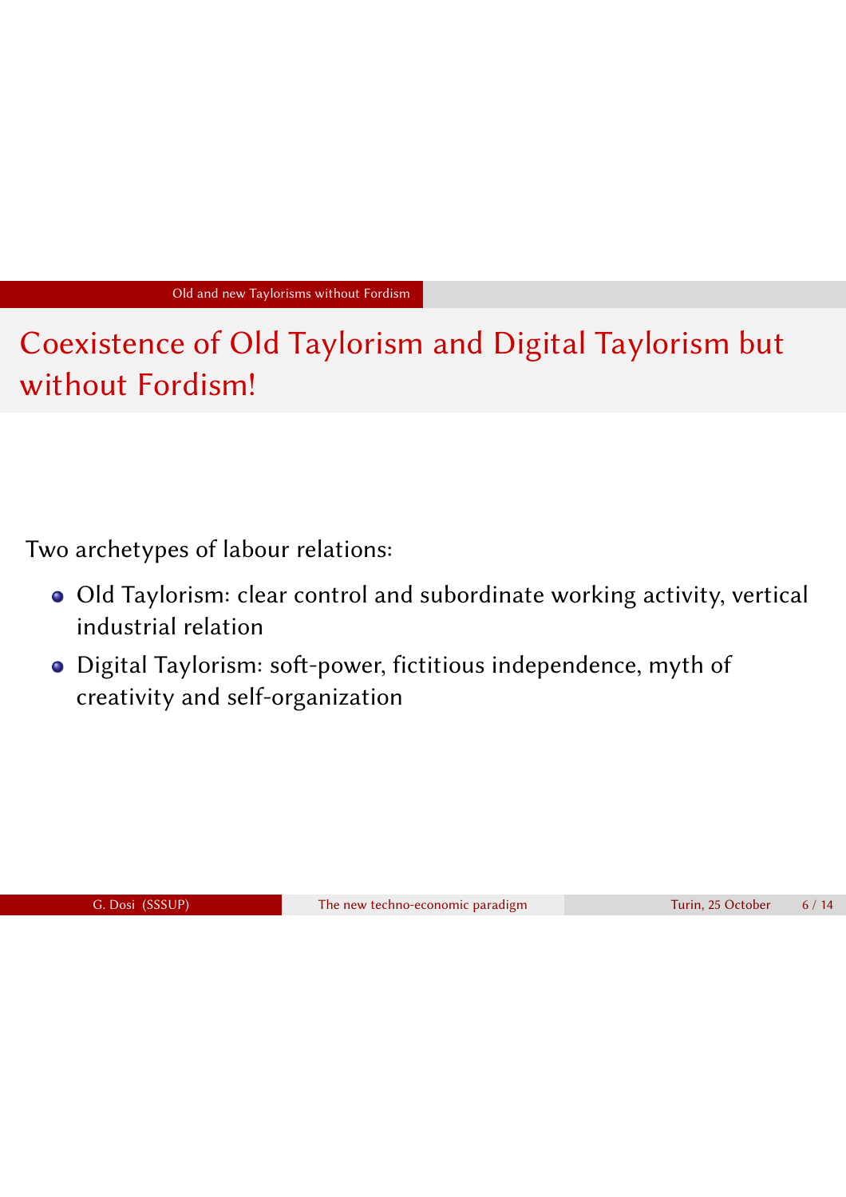# Coexistence of Old Taylorism and Digital Taylorism but without Fordism!

Two archetypes of labour relations:

- Old Taylorism: clear control and subordinate working activity, vertical industrial relation
- Digital Taylorism: soft-power, fictitious independence, myth of creativity and self-organization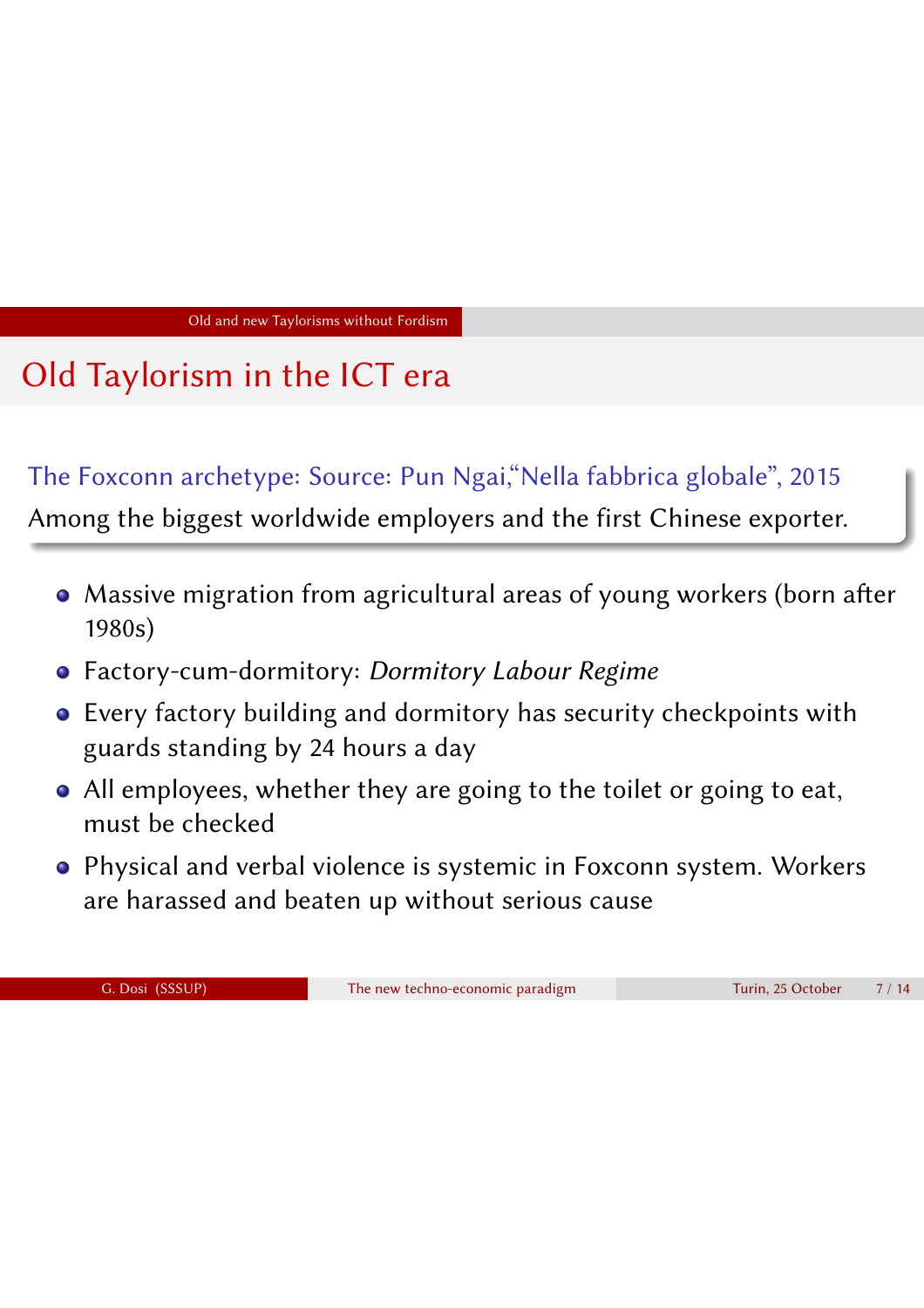# Old Taylorism in the ICT era

**The Foxconn archetype: Source: Pun Ngai,"Nella fabbrica globale", 2015**

Among the biggest worldwide employers and the first Chinese exporter.

- Massive migration from agricultural areas of young workers (born after 1980s)
- Factory-cum-dormitory: *Dormitory Labour Regime*
- Every factory building and dormitory has security checkpoints with guards standing by 24 hours a day
- All employees, whether they are going to the toilet or going to eat, must be checked
- Physical and verbal violence is systemic in Foxconn system. Workers are harassed and beaten up without serious cause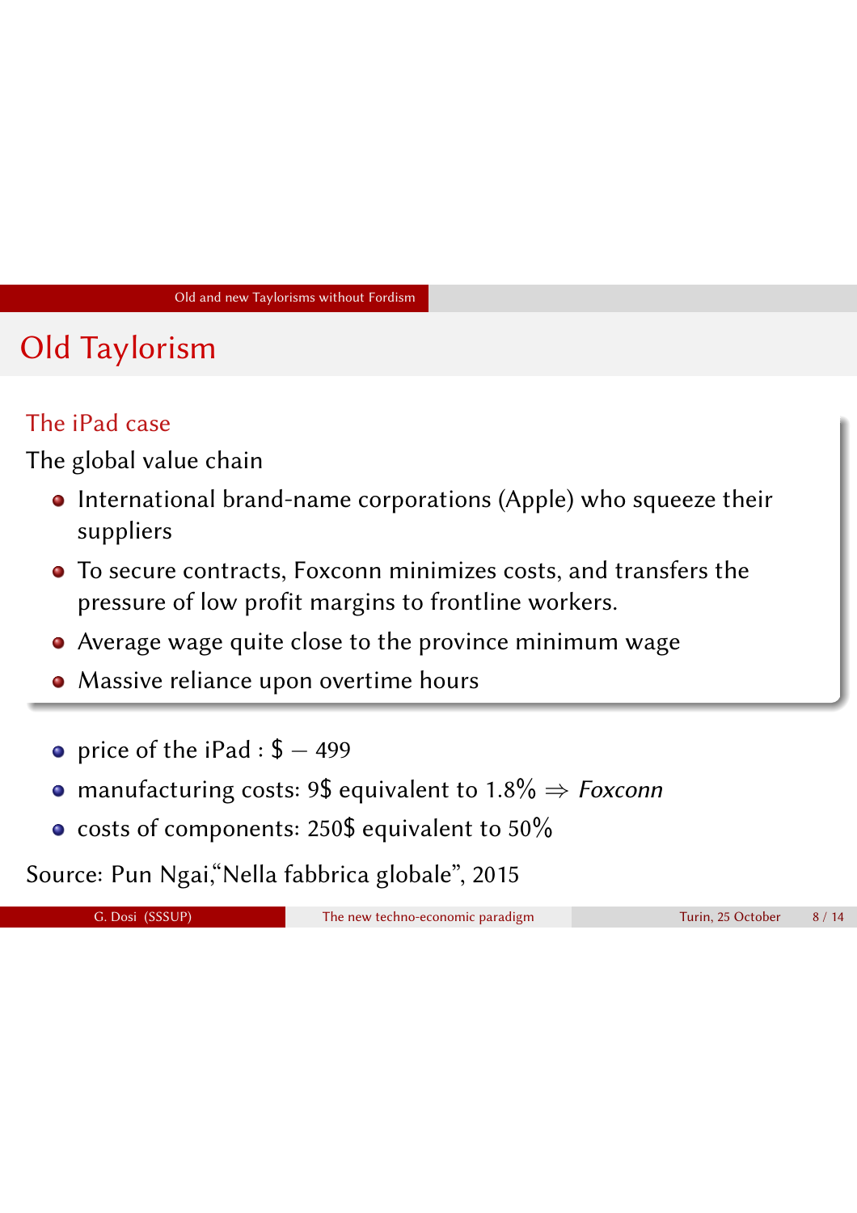# Old Taylorism

### The iPad case

The global value chain

- International brand-name corporations (Apple) who squeeze their suppliers
- To secure contracts, Foxconn minimizes costs, and transfers the pressure of low profit margins to frontline workers.
- Average wage quite close to the province minimum wage
- Massive reliance upon overtime hours

- price of the iPad : $ — 499
- manufacturing costs: 9$ equivalent to 1.8% ⇒ *Foxconn*
- costs of components: 250$ equivalent to 50%

Source: Pun Ngai,"Nella fabbrica globale", 2015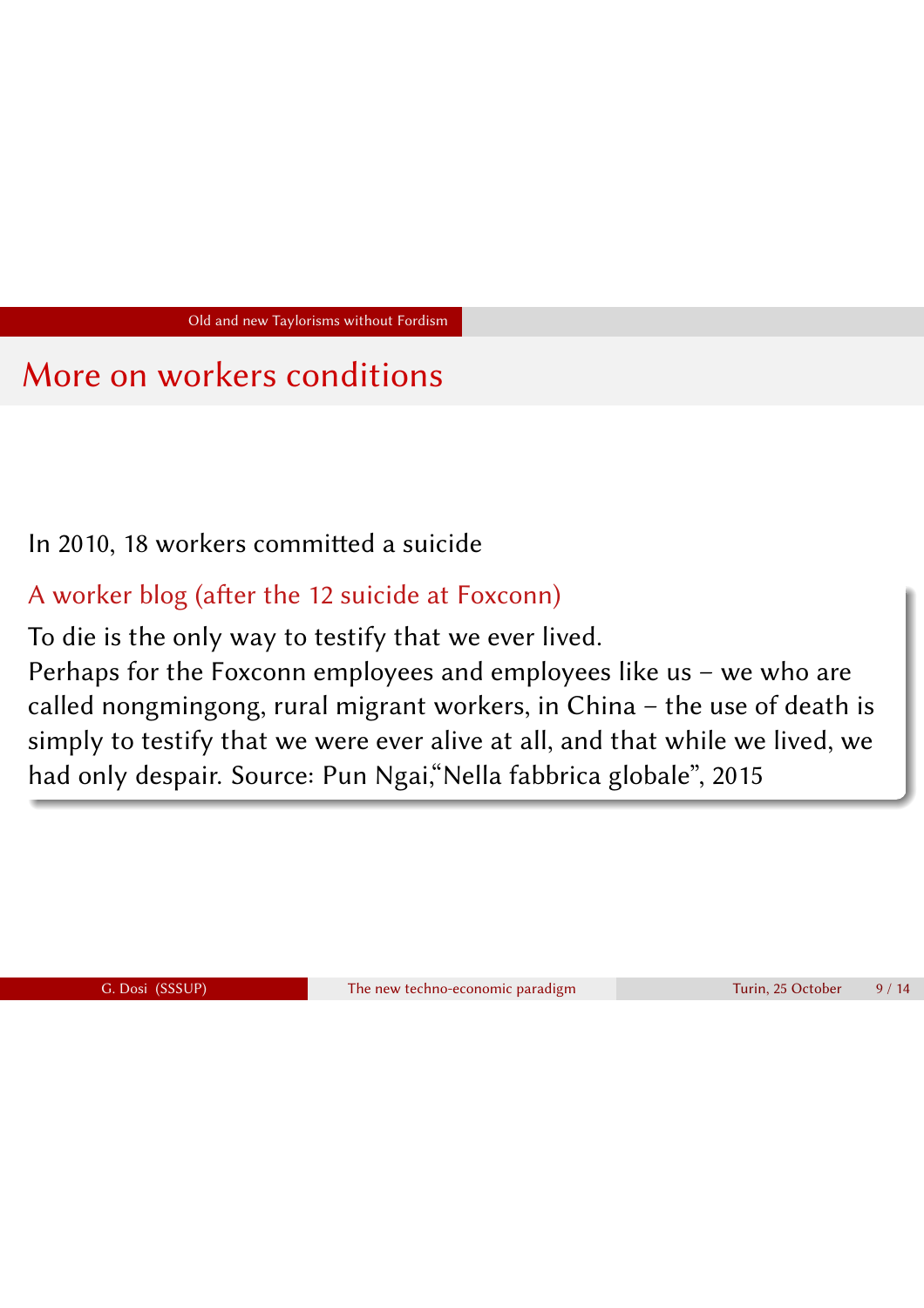## More on workers conditions

In 2010, 18 workers committed a suicide

**A worker blog (after the 12 suicide at Foxconn)**

To die is the only way to testify that we ever lived.
Perhaps for the Foxconn employees and employees like us – we who are called nongmingong, rural migrant workers, in China – the use of death is simply to testify that we were ever alive at all, and that while we lived, we had only despair. Source: Pun Ngai,"Nella fabbrica globale", 2015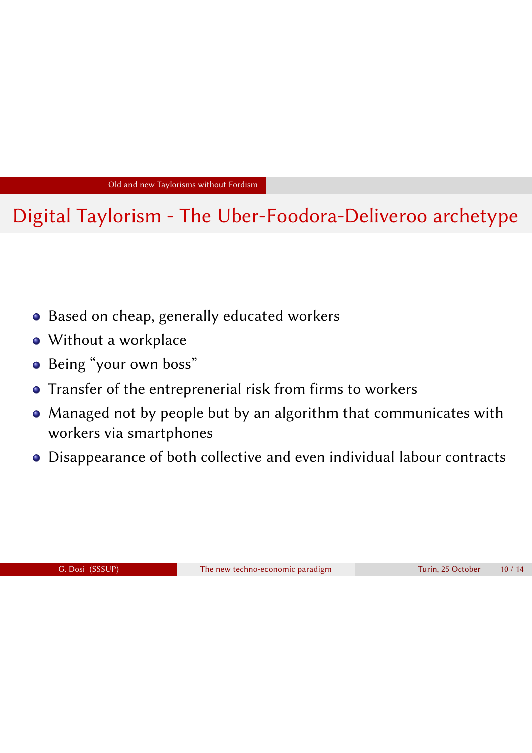## Digital Taylorism - The Uber-Foodora-Deliveroo archetype

- Based on cheap, generally educated workers
- Without a workplace
- Being "your own boss"
- Transfer of the entrepreneurial risk from firms to workers
- Managed not by people but by an algorithm that communicates with workers via smartphones
- Disappearance of both collective and even individual labour contracts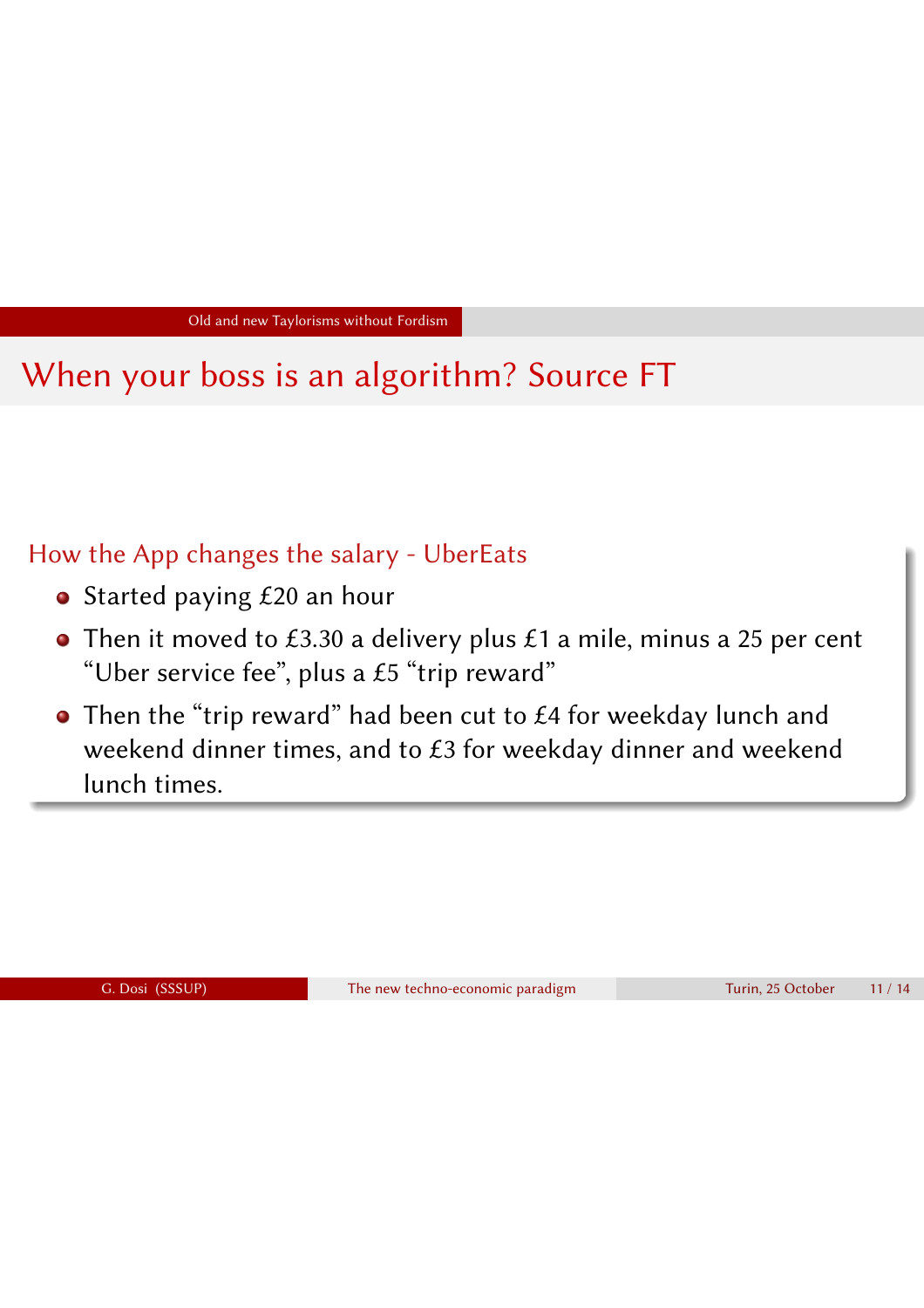# When your boss is an algorithm? Source FT

## How the App changes the salary - UberEats

- Started paying £20 an hour
- Then it moved to £3.30 a delivery plus £1 a mile, minus a 25 per cent "Uber service fee", plus a £5 "trip reward"
- Then the "trip reward" had been cut to £4 for weekday lunch and weekend dinner times, and to £3 for weekday dinner and weekend lunch times.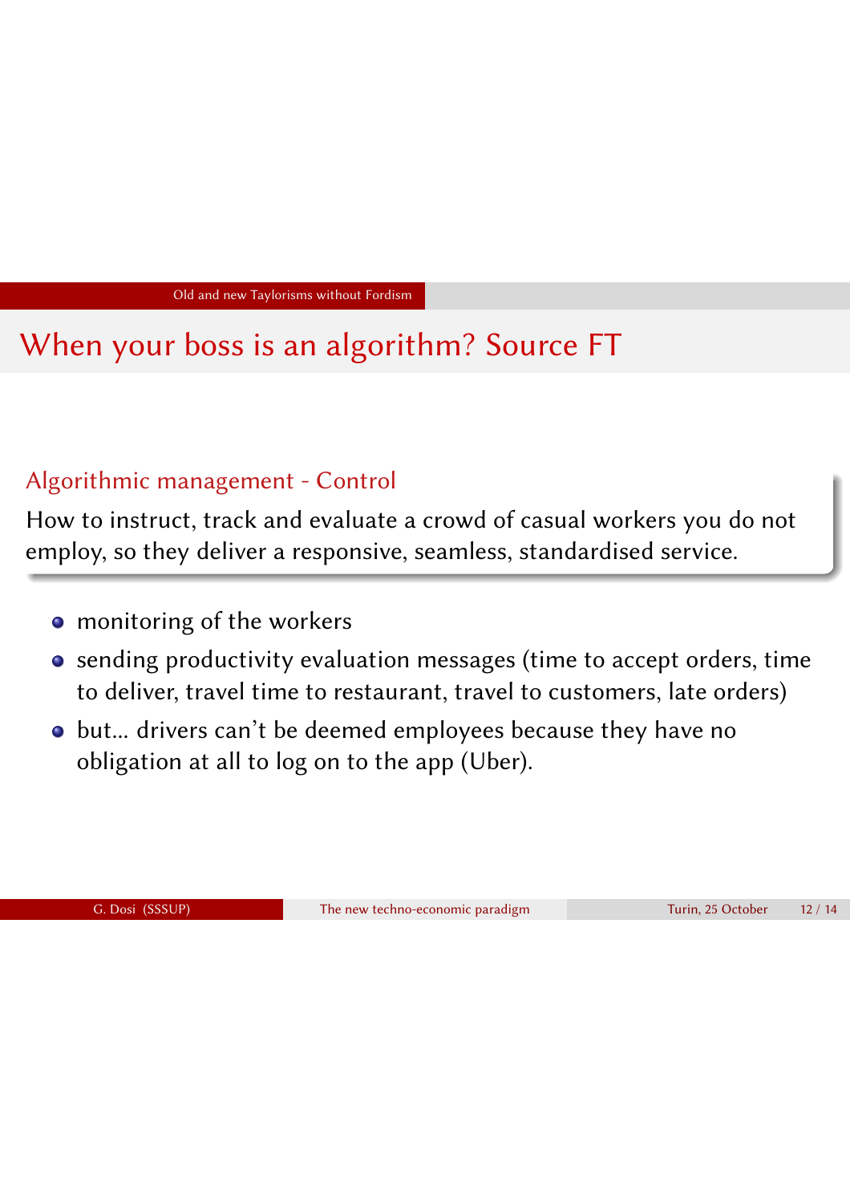# When your boss is an algorithm? Source FT

## Algorithmic management - Control

How to instruct, track and evaluate a crowd of casual workers you do not employ, so they deliver a responsive, seamless, standardised service.

- monitoring of the workers
- sending productivity evaluation messages (time to accept orders, time to deliver, travel time to restaurant, travel to customers, late orders)
- but... drivers can't be deemed employees because they have no obligation at all to log on to the app (Uber).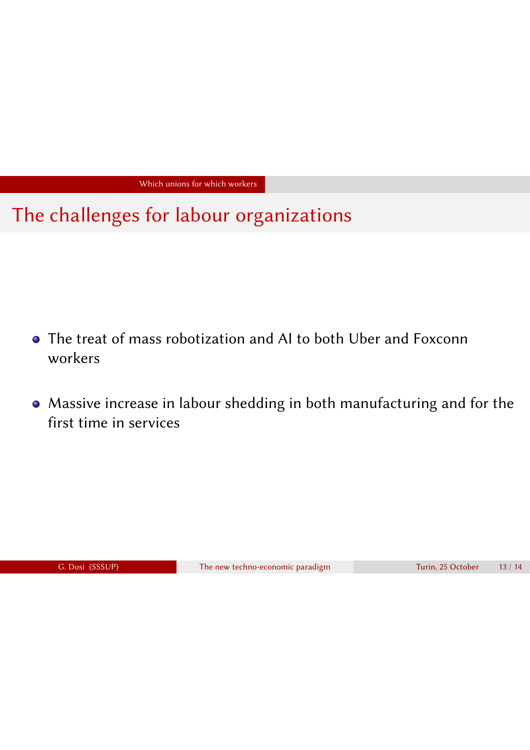## The challenges for labour organizations

- The treat of mass robotization and AI to both Uber and Foxconn workers
- Massive increase in labour shedding in both manufacturing and for the first time in services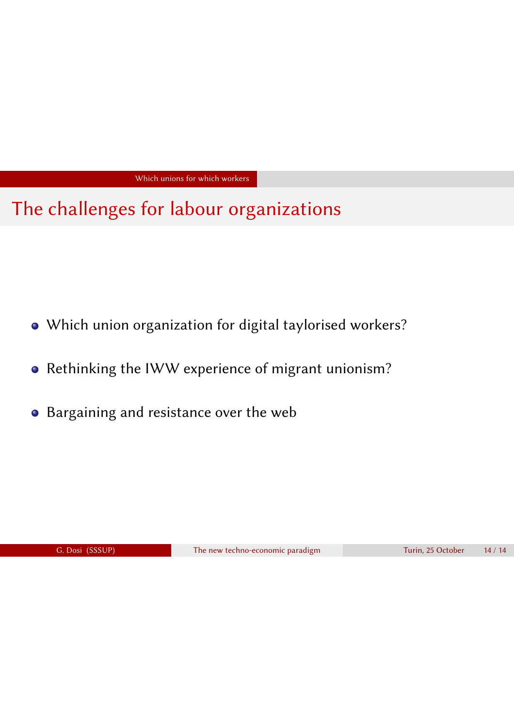## The challenges for labour organizations

- Which union organization for digital taylorised workers?
- Rethinking the IWW experience of migrant unionism?
- Bargaining and resistance over the web